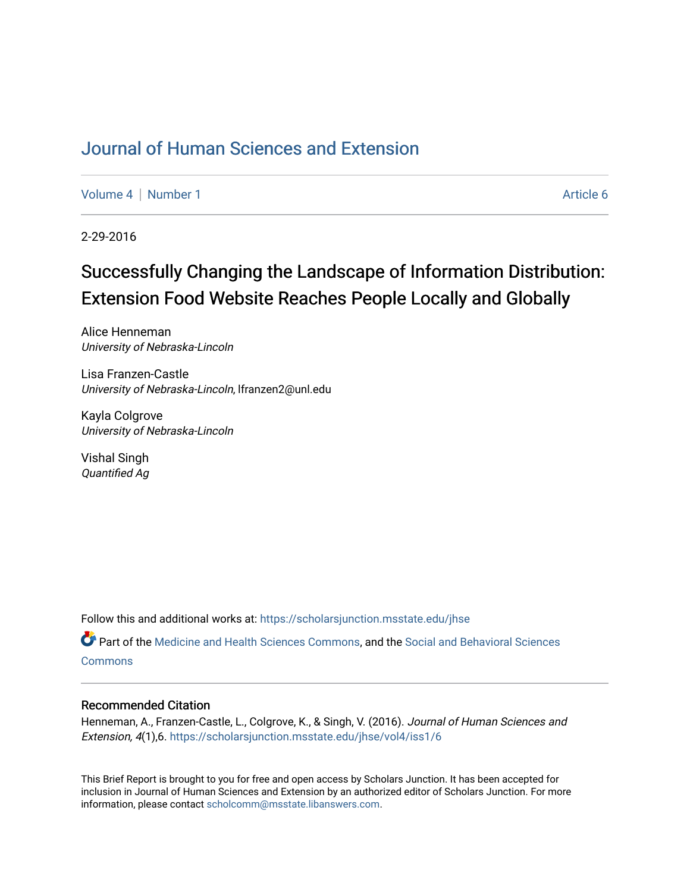# Journal of Human Sciences and Extension

Volume 4 | Number 1 Article 6

2-29-2016

## Successfully Changing the Landscape of Information Distribution: Extension Food Website Reaches People Locally and Globally

Alice Henneman
*University of Nebraska-Lincoln*

Lisa Franzen-Castle
*University of Nebraska-Lincoln*, lfranzen2@unl.edu

Kayla Colgrove
*University of Nebraska-Lincoln*

Vishal Singh
*Quantified Ag*

Follow this and additional works at: https://scholarsjunction.msstate.edu/jhse

Part of the Medicine and Health Sciences Commons, and the Social and Behavioral Sciences Commons

### Recommended Citation

Henneman, A., Franzen-Castle, L., Colgrove, K., & Singh, V. (2016). *Journal of Human Sciences and Extension, 4*(1),6. https://scholarsjunction.msstate.edu/jhse/vol4/iss1/6

This Brief Report is brought to you for free and open access by Scholars Junction. It has been accepted for inclusion in Journal of Human Sciences and Extension by an authorized editor of Scholars Junction. For more information, please contact scholcomm@msstate.libanswers.com.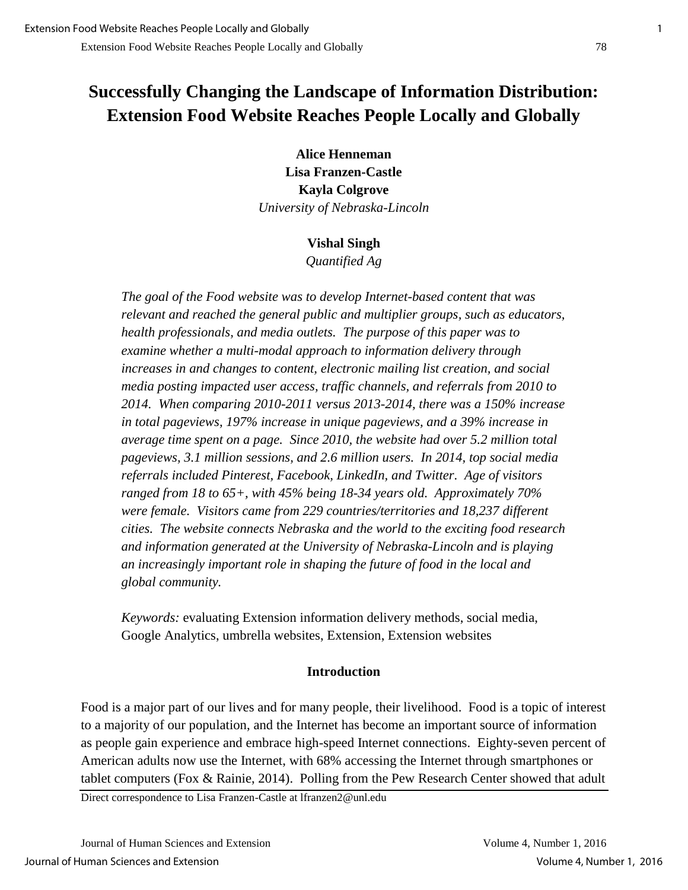# Successfully Changing the Landscape of Information Distribution: Extension Food Website Reaches People Locally and Globally

**Alice Henneman**
**Lisa Franzen-Castle**
**Kayla Colgrove**
*University of Nebraska-Lincoln*

**Vishal Singh**
*Quantified Ag*

*The goal of the Food website was to develop Internet-based content that was relevant and reached the general public and multiplier groups, such as educators, health professionals, and media outlets. The purpose of this paper was to examine whether a multi-modal approach to information delivery through increases in and changes to content, electronic mailing list creation, and social media posting impacted user access, traffic channels, and referrals from 2010 to 2014. When comparing 2010-2011 versus 2013-2014, there was a 150% increase in total pageviews, 197% increase in unique pageviews, and a 39% increase in average time spent on a page. Since 2010, the website had over 5.2 million total pageviews, 3.1 million sessions, and 2.6 million users. In 2014, top social media referrals included Pinterest, Facebook, LinkedIn, and Twitter. Age of visitors ranged from 18 to 65+, with 45% being 18-34 years old. Approximately 70% were female. Visitors came from 229 countries/territories and 18,237 different cities. The website connects Nebraska and the world to the exciting food research and information generated at the University of Nebraska-Lincoln and is playing an increasingly important role in shaping the future of food in the local and global community.*

*Keywords:* evaluating Extension information delivery methods, social media, Google Analytics, umbrella websites, Extension, Extension websites

## Introduction

Food is a major part of our lives and for many people, their livelihood. Food is a topic of interest to a majority of our population, and the Internet has become an important source of information as people gain experience and embrace high-speed Internet connections. Eighty-seven percent of American adults now use the Internet, with 68% accessing the Internet through smartphones or tablet computers (Fox & Rainie, 2014). Polling from the Pew Research Center showed that adult

Direct correspondence to Lisa Franzen-Castle at lfranzen2@unl.edu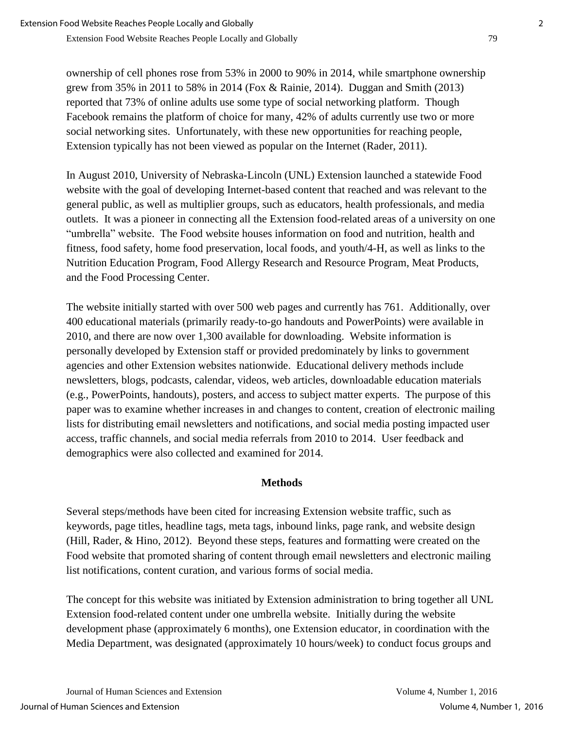ownership of cell phones rose from 53% in 2000 to 90% in 2014, while smartphone ownership grew from 35% in 2011 to 58% in 2014 (Fox & Rainie, 2014). Duggan and Smith (2013) reported that 73% of online adults use some type of social networking platform. Though Facebook remains the platform of choice for many, 42% of adults currently use two or more social networking sites. Unfortunately, with these new opportunities for reaching people, Extension typically has not been viewed as popular on the Internet (Rader, 2011).

In August 2010, University of Nebraska-Lincoln (UNL) Extension launched a statewide Food website with the goal of developing Internet-based content that reached and was relevant to the general public, as well as multiplier groups, such as educators, health professionals, and media outlets. It was a pioneer in connecting all the Extension food-related areas of a university on one "umbrella" website. The Food website houses information on food and nutrition, health and fitness, food safety, home food preservation, local foods, and youth/4-H, as well as links to the Nutrition Education Program, Food Allergy Research and Resource Program, Meat Products, and the Food Processing Center.

The website initially started with over 500 web pages and currently has 761. Additionally, over 400 educational materials (primarily ready-to-go handouts and PowerPoints) were available in 2010, and there are now over 1,300 available for downloading. Website information is personally developed by Extension staff or provided predominately by links to government agencies and other Extension websites nationwide. Educational delivery methods include newsletters, blogs, podcasts, calendar, videos, web articles, downloadable education materials (e.g., PowerPoints, handouts), posters, and access to subject matter experts. The purpose of this paper was to examine whether increases in and changes to content, creation of electronic mailing lists for distributing email newsletters and notifications, and social media posting impacted user access, traffic channels, and social media referrals from 2010 to 2014. User feedback and demographics were also collected and examined for 2014.

## Methods

Several steps/methods have been cited for increasing Extension website traffic, such as keywords, page titles, headline tags, meta tags, inbound links, page rank, and website design (Hill, Rader, & Hino, 2012). Beyond these steps, features and formatting were created on the Food website that promoted sharing of content through email newsletters and electronic mailing list notifications, content curation, and various forms of social media.

The concept for this website was initiated by Extension administration to bring together all UNL Extension food-related content under one umbrella website. Initially during the website development phase (approximately 6 months), one Extension educator, in coordination with the Media Department, was designated (approximately 10 hours/week) to conduct focus groups and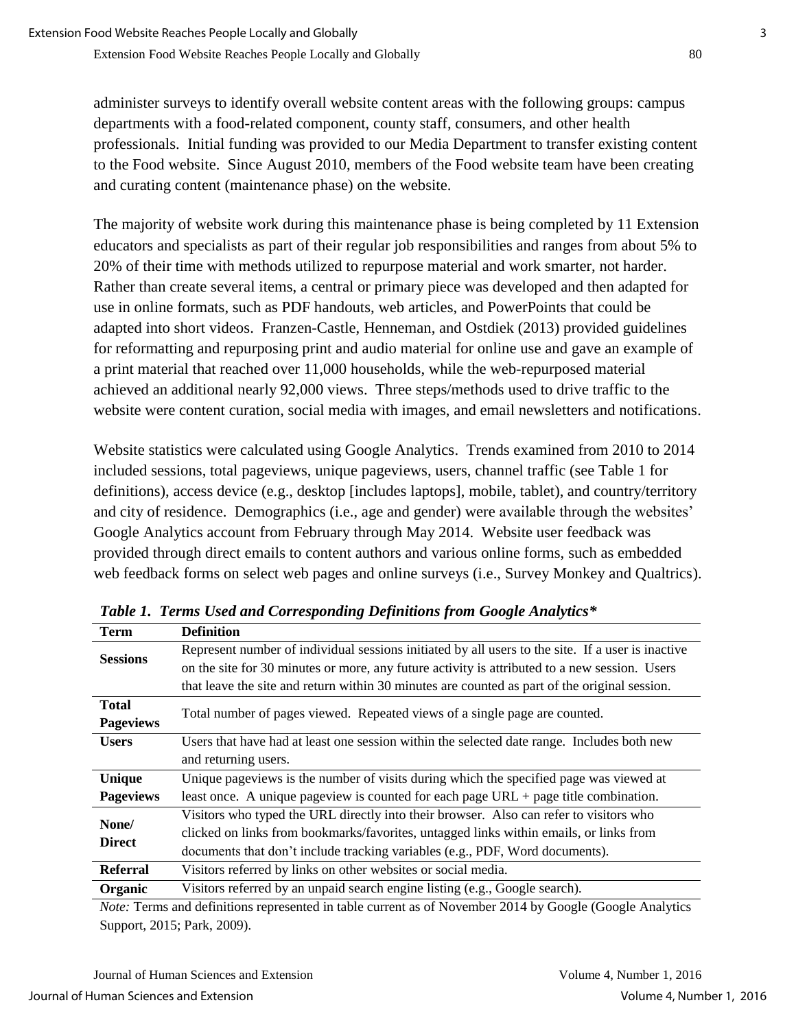administer surveys to identify overall website content areas with the following groups: campus departments with a food-related component, county staff, consumers, and other health professionals. Initial funding was provided to our Media Department to transfer existing content to the Food website. Since August 2010, members of the Food website team have been creating and curating content (maintenance phase) on the website.

The majority of website work during this maintenance phase is being completed by 11 Extension educators and specialists as part of their regular job responsibilities and ranges from about 5% to 20% of their time with methods utilized to repurpose material and work smarter, not harder. Rather than create several items, a central or primary piece was developed and then adapted for use in online formats, such as PDF handouts, web articles, and PowerPoints that could be adapted into short videos. Franzen-Castle, Henneman, and Ostdiek (2013) provided guidelines for reformatting and repurposing print and audio material for online use and gave an example of a print material that reached over 11,000 households, while the web-repurposed material achieved an additional nearly 92,000 views. Three steps/methods used to drive traffic to the website were content curation, social media with images, and email newsletters and notifications.

Website statistics were calculated using Google Analytics. Trends examined from 2010 to 2014 included sessions, total pageviews, unique pageviews, users, channel traffic (see Table 1 for definitions), access device (e.g., desktop [includes laptops], mobile, tablet), and country/territory and city of residence. Demographics (i.e., age and gender) were available through the websites' Google Analytics account from February through May 2014. Website user feedback was provided through direct emails to content authors and various online forms, such as embedded web feedback forms on select web pages and online surveys (i.e., Survey Monkey and Qualtrics).

***Table 1. Terms Used and Corresponding Definitions from Google Analytics****

| Term | Definition |
|---|---|
| **Sessions** | Represent number of individual sessions initiated by all users to the site. If a user is inactive on the site for 30 minutes or more, any future activity is attributed to a new session. Users that leave the site and return within 30 minutes are counted as part of the original session. |
| **Total Pageviews** | Total number of pages viewed. Repeated views of a single page are counted. |
| **Users** | Users that have had at least one session within the selected date range. Includes both new and returning users. |
| **Unique Pageviews** | Unique pageviews is the number of visits during which the specified page was viewed at least once. A unique pageview is counted for each page URL + page title combination. |
| **None/ Direct** | Visitors who typed the URL directly into their browser. Also can refer to visitors who clicked on links from bookmarks/favorites, untagged links within emails, or links from documents that don't include tracking variables (e.g., PDF, Word documents). |
| **Referral** | Visitors referred by links on other websites or social media. |
| **Organic** | Visitors referred by an unpaid search engine listing (e.g., Google search). |

*Note:* Terms and definitions represented in table current as of November 2014 by Google (Google Analytics Support, 2015; Park, 2009).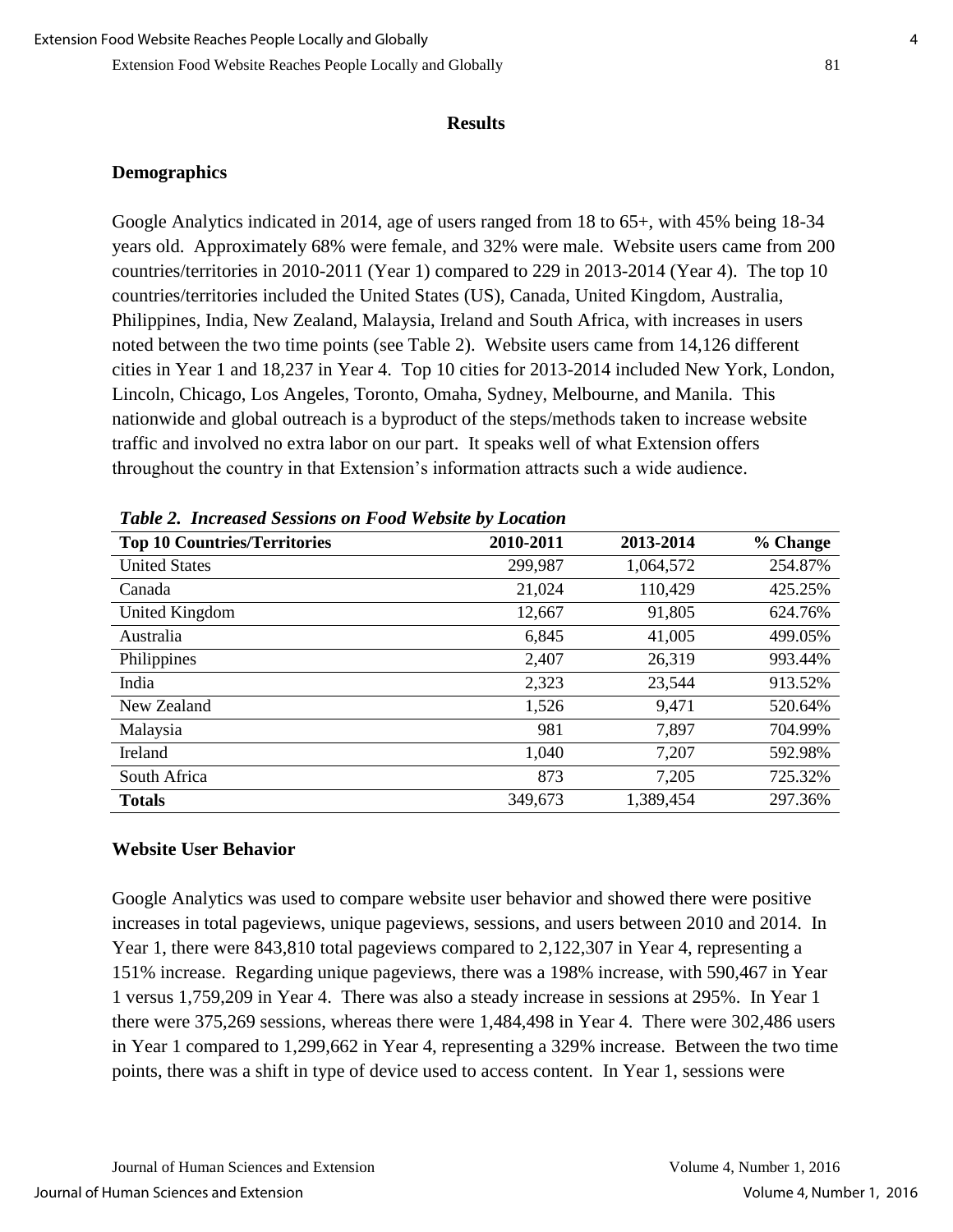## Results

### Demographics

Google Analytics indicated in 2014, age of users ranged from 18 to 65+, with 45% being 18-34 years old. Approximately 68% were female, and 32% were male. Website users came from 200 countries/territories in 2010-2011 (Year 1) compared to 229 in 2013-2014 (Year 4). The top 10 countries/territories included the United States (US), Canada, United Kingdom, Australia, Philippines, India, New Zealand, Malaysia, Ireland and South Africa, with increases in users noted between the two time points (see Table 2). Website users came from 14,126 different cities in Year 1 and 18,237 in Year 4. Top 10 cities for 2013-2014 included New York, London, Lincoln, Chicago, Los Angeles, Toronto, Omaha, Sydney, Melbourne, and Manila. This nationwide and global outreach is a byproduct of the steps/methods taken to increase website traffic and involved no extra labor on our part. It speaks well of what Extension offers throughout the country in that Extension's information attracts such a wide audience.

*Table 2. Increased Sessions on Food Website by Location*

| Top 10 Countries/Territories | 2010-2011 | 2013-2014 | % Change |
| --- | --- | --- | --- |
| United States | 299,987 | 1,064,572 | 254.87% |
| Canada | 21,024 | 110,429 | 425.25% |
| United Kingdom | 12,667 | 91,805 | 624.76% |
| Australia | 6,845 | 41,005 | 499.05% |
| Philippines | 2,407 | 26,319 | 993.44% |
| India | 2,323 | 23,544 | 913.52% |
| New Zealand | 1,526 | 9,471 | 520.64% |
| Malaysia | 981 | 7,897 | 704.99% |
| Ireland | 1,040 | 7,207 | 592.98% |
| South Africa | 873 | 7,205 | 725.32% |
| **Totals** | 349,673 | 1,389,454 | 297.36% |

### Website User Behavior

Google Analytics was used to compare website user behavior and showed there were positive increases in total pageviews, unique pageviews, sessions, and users between 2010 and 2014. In Year 1, there were 843,810 total pageviews compared to 2,122,307 in Year 4, representing a 151% increase. Regarding unique pageviews, there was a 198% increase, with 590,467 in Year 1 versus 1,759,209 in Year 4. There was also a steady increase in sessions at 295%. In Year 1 there were 375,269 sessions, whereas there were 1,484,498 in Year 4. There were 302,486 users in Year 1 compared to 1,299,662 in Year 4, representing a 329% increase. Between the two time points, there was a shift in type of device used to access content. In Year 1, sessions were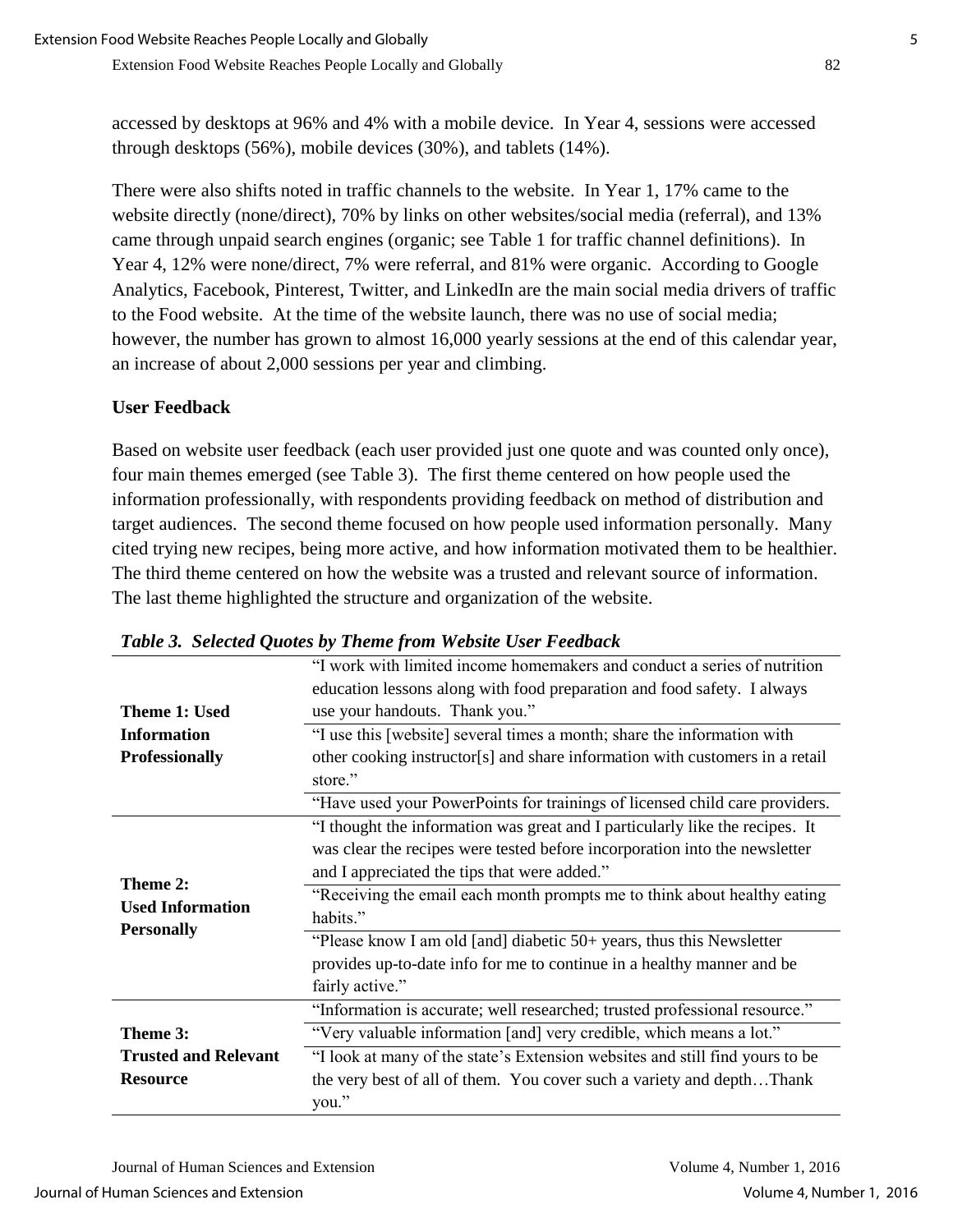accessed by desktops at 96% and 4% with a mobile device. In Year 4, sessions were accessed through desktops (56%), mobile devices (30%), and tablets (14%).

There were also shifts noted in traffic channels to the website. In Year 1, 17% came to the website directly (none/direct), 70% by links on other websites/social media (referral), and 13% came through unpaid search engines (organic; see Table 1 for traffic channel definitions). In Year 4, 12% were none/direct, 7% were referral, and 81% were organic. According to Google Analytics, Facebook, Pinterest, Twitter, and LinkedIn are the main social media drivers of traffic to the Food website. At the time of the website launch, there was no use of social media; however, the number has grown to almost 16,000 yearly sessions at the end of this calendar year, an increase of about 2,000 sessions per year and climbing.

**User Feedback**

Based on website user feedback (each user provided just one quote and was counted only once), four main themes emerged (see Table 3). The first theme centered on how people used the information professionally, with respondents providing feedback on method of distribution and target audiences. The second theme focused on how people used information personally. Many cited trying new recipes, being more active, and how information motivated them to be healthier. The third theme centered on how the website was a trusted and relevant source of information. The last theme highlighted the structure and organization of the website.

***Table 3. Selected Quotes by Theme from Website User Feedback***

| Theme | Quote |
|---|---|
| **Theme 1: Used Information Professionally** | "I work with limited income homemakers and conduct a series of nutrition education lessons along with food preparation and food safety. I always use your handouts. Thank you." |
| | "I use this [website] several times a month; share the information with other cooking instructor[s] and share information with customers in a retail store." |
| | "Have used your PowerPoints for trainings of licensed child care providers. |
| **Theme 2: Used Information Personally** | "I thought the information was great and I particularly like the recipes. It was clear the recipes were tested before incorporation into the newsletter and I appreciated the tips that were added." |
| | "Receiving the email each month prompts me to think about healthy eating habits." |
| | "Please know I am old [and] diabetic 50+ years, thus this Newsletter provides up-to-date info for me to continue in a healthy manner and be fairly active." |
| **Theme 3: Trusted and Relevant Resource** | "Information is accurate; well researched; trusted professional resource." |
| | "Very valuable information [and] very credible, which means a lot." |
| | "I look at many of the state's Extension websites and still find yours to be the very best of all of them. You cover such a variety and depth…Thank you." |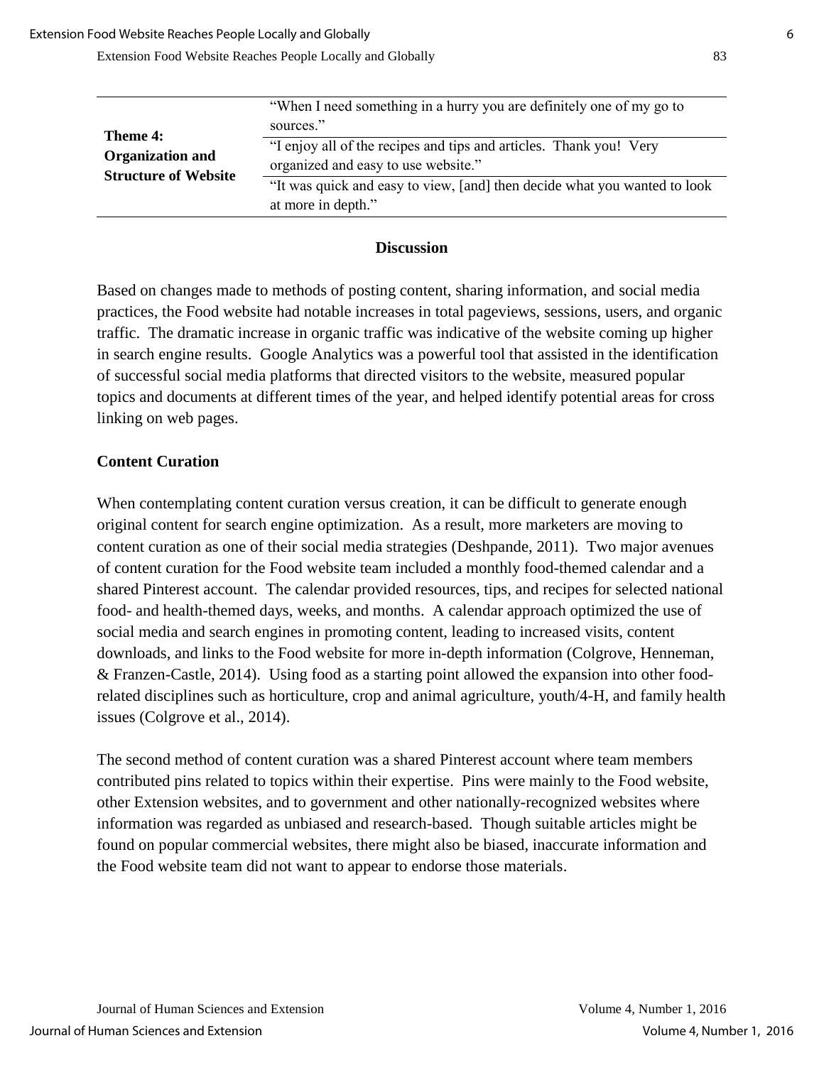| | |
|---|---|
| **Theme 4: Organization and Structure of Website** | "When I need something in a hurry you are definitely one of my go to sources." |
| | "I enjoy all of the recipes and tips and articles. Thank you! Very organized and easy to use website." |
| | "It was quick and easy to view, [and] then decide what you wanted to look at more in depth." |

## Discussion

Based on changes made to methods of posting content, sharing information, and social media practices, the Food website had notable increases in total pageviews, sessions, users, and organic traffic. The dramatic increase in organic traffic was indicative of the website coming up higher in search engine results. Google Analytics was a powerful tool that assisted in the identification of successful social media platforms that directed visitors to the website, measured popular topics and documents at different times of the year, and helped identify potential areas for cross linking on web pages.

### Content Curation

When contemplating content curation versus creation, it can be difficult to generate enough original content for search engine optimization. As a result, more marketers are moving to content curation as one of their social media strategies (Deshpande, 2011). Two major avenues of content curation for the Food website team included a monthly food-themed calendar and a shared Pinterest account. The calendar provided resources, tips, and recipes for selected national food- and health-themed days, weeks, and months. A calendar approach optimized the use of social media and search engines in promoting content, leading to increased visits, content downloads, and links to the Food website for more in-depth information (Colgrove, Henneman, & Franzen-Castle, 2014). Using food as a starting point allowed the expansion into other food-related disciplines such as horticulture, crop and animal agriculture, youth/4-H, and family health issues (Colgrove et al., 2014).

The second method of content curation was a shared Pinterest account where team members contributed pins related to topics within their expertise. Pins were mainly to the Food website, other Extension websites, and to government and other nationally-recognized websites where information was regarded as unbiased and research-based. Though suitable articles might be found on popular commercial websites, there might also be biased, inaccurate information and the Food website team did not want to appear to endorse those materials.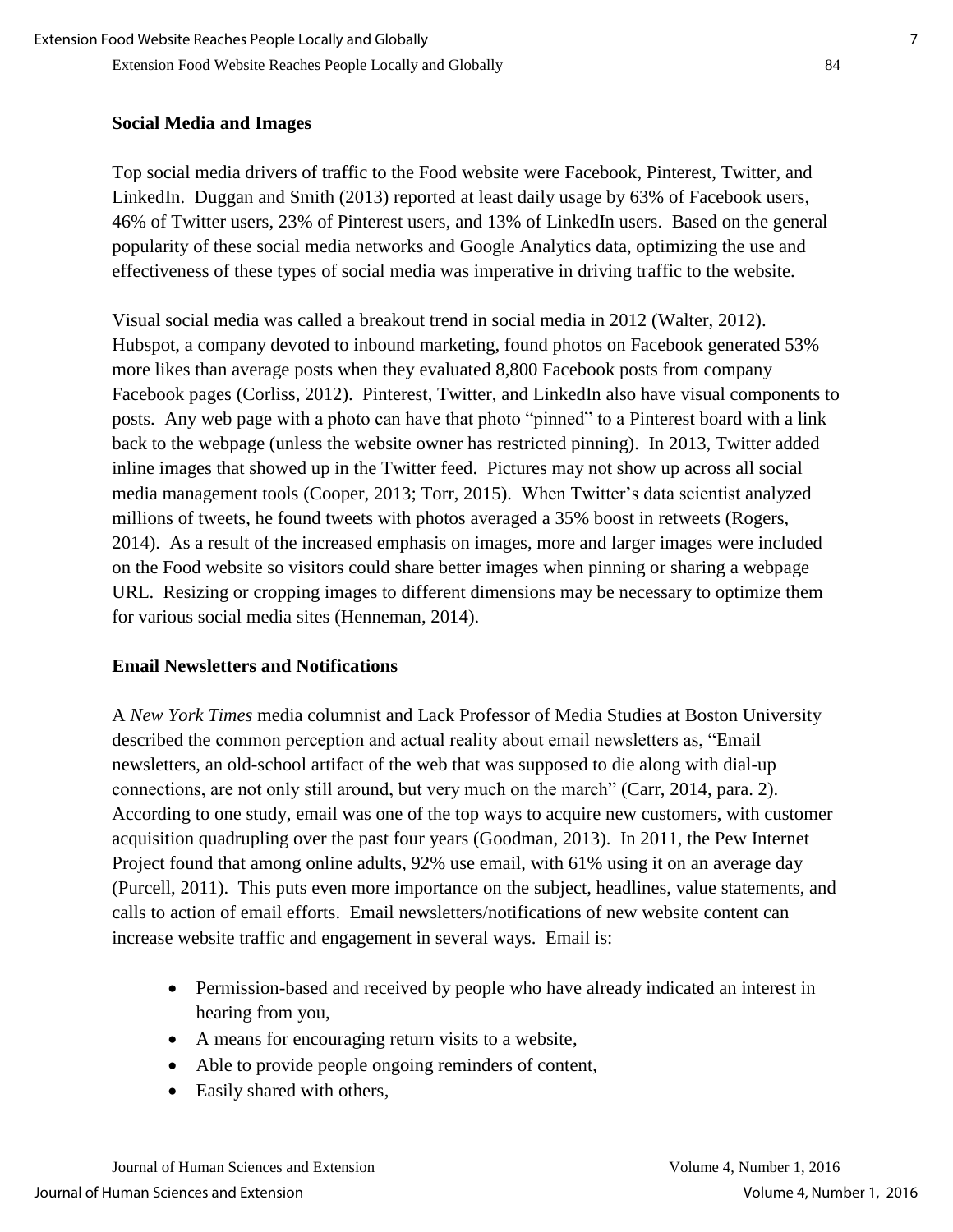### Social Media and Images

Top social media drivers of traffic to the Food website were Facebook, Pinterest, Twitter, and LinkedIn. Duggan and Smith (2013) reported at least daily usage by 63% of Facebook users, 46% of Twitter users, 23% of Pinterest users, and 13% of LinkedIn users. Based on the general popularity of these social media networks and Google Analytics data, optimizing the use and effectiveness of these types of social media was imperative in driving traffic to the website.

Visual social media was called a breakout trend in social media in 2012 (Walter, 2012). Hubspot, a company devoted to inbound marketing, found photos on Facebook generated 53% more likes than average posts when they evaluated 8,800 Facebook posts from company Facebook pages (Corliss, 2012). Pinterest, Twitter, and LinkedIn also have visual components to posts. Any web page with a photo can have that photo "pinned" to a Pinterest board with a link back to the webpage (unless the website owner has restricted pinning). In 2013, Twitter added inline images that showed up in the Twitter feed. Pictures may not show up across all social media management tools (Cooper, 2013; Torr, 2015). When Twitter's data scientist analyzed millions of tweets, he found tweets with photos averaged a 35% boost in retweets (Rogers, 2014). As a result of the increased emphasis on images, more and larger images were included on the Food website so visitors could share better images when pinning or sharing a webpage URL. Resizing or cropping images to different dimensions may be necessary to optimize them for various social media sites (Henneman, 2014).

### Email Newsletters and Notifications

A *New York Times* media columnist and Lack Professor of Media Studies at Boston University described the common perception and actual reality about email newsletters as, "Email newsletters, an old-school artifact of the web that was supposed to die along with dial-up connections, are not only still around, but very much on the march" (Carr, 2014, para. 2). According to one study, email was one of the top ways to acquire new customers, with customer acquisition quadrupling over the past four years (Goodman, 2013). In 2011, the Pew Internet Project found that among online adults, 92% use email, with 61% using it on an average day (Purcell, 2011). This puts even more importance on the subject, headlines, value statements, and calls to action of email efforts. Email newsletters/notifications of new website content can increase website traffic and engagement in several ways. Email is:

- Permission-based and received by people who have already indicated an interest in hearing from you,
- A means for encouraging return visits to a website,
- Able to provide people ongoing reminders of content,
- Easily shared with others,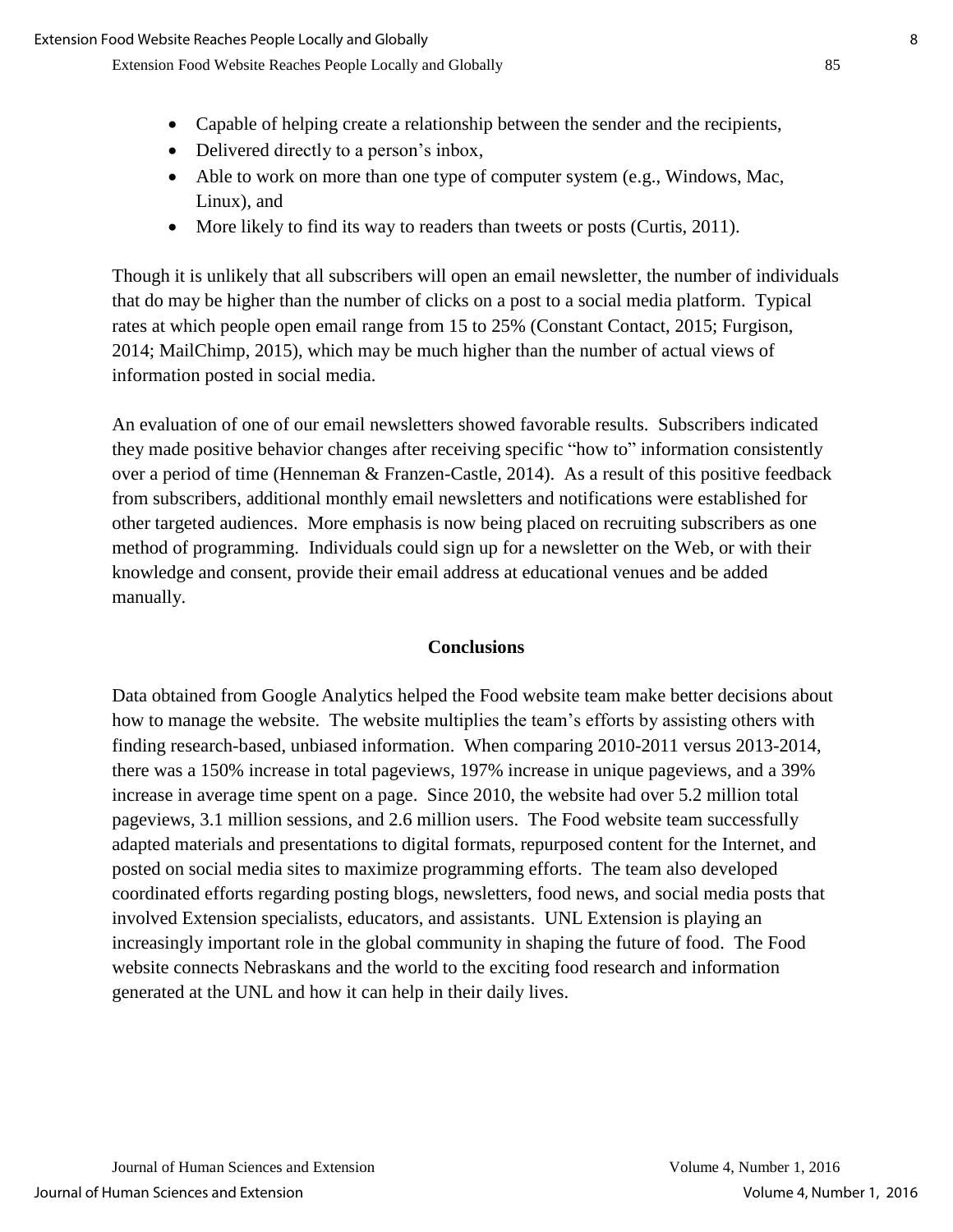- Capable of helping create a relationship between the sender and the recipients,
- Delivered directly to a person's inbox,
- Able to work on more than one type of computer system (e.g., Windows, Mac, Linux), and
- More likely to find its way to readers than tweets or posts (Curtis, 2011).

Though it is unlikely that all subscribers will open an email newsletter, the number of individuals that do may be higher than the number of clicks on a post to a social media platform. Typical rates at which people open email range from 15 to 25% (Constant Contact, 2015; Furgison, 2014; MailChimp, 2015), which may be much higher than the number of actual views of information posted in social media.

An evaluation of one of our email newsletters showed favorable results. Subscribers indicated they made positive behavior changes after receiving specific "how to" information consistently over a period of time (Henneman & Franzen-Castle, 2014). As a result of this positive feedback from subscribers, additional monthly email newsletters and notifications were established for other targeted audiences. More emphasis is now being placed on recruiting subscribers as one method of programming. Individuals could sign up for a newsletter on the Web, or with their knowledge and consent, provide their email address at educational venues and be added manually.

## Conclusions

Data obtained from Google Analytics helped the Food website team make better decisions about how to manage the website. The website multiplies the team's efforts by assisting others with finding research-based, unbiased information. When comparing 2010-2011 versus 2013-2014, there was a 150% increase in total pageviews, 197% increase in unique pageviews, and a 39% increase in average time spent on a page. Since 2010, the website had over 5.2 million total pageviews, 3.1 million sessions, and 2.6 million users. The Food website team successfully adapted materials and presentations to digital formats, repurposed content for the Internet, and posted on social media sites to maximize programming efforts. The team also developed coordinated efforts regarding posting blogs, newsletters, food news, and social media posts that involved Extension specialists, educators, and assistants. UNL Extension is playing an increasingly important role in the global community in shaping the future of food. The Food website connects Nebraskans and the world to the exciting food research and information generated at the UNL and how it can help in their daily lives.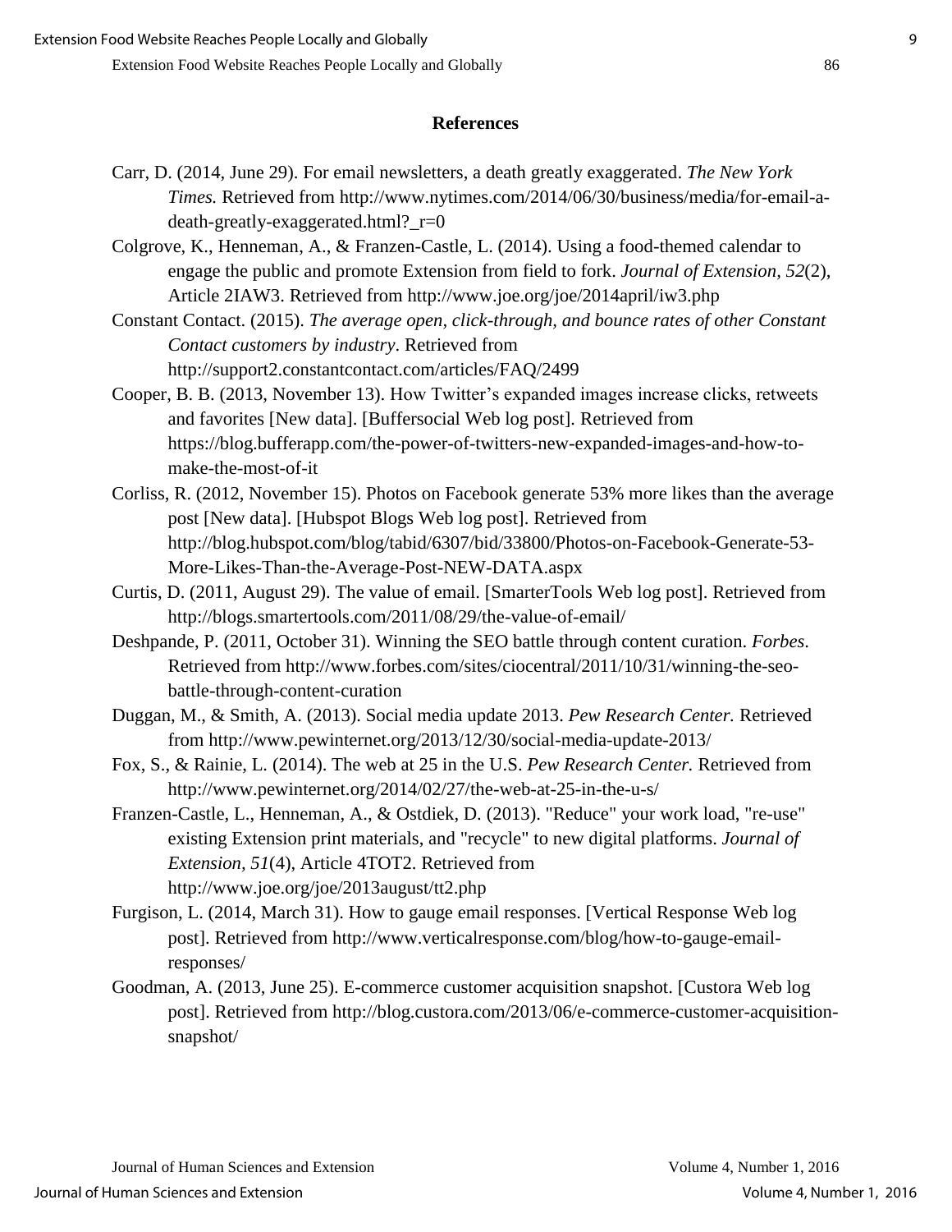## References

Carr, D. (2014, June 29). For email newsletters, a death greatly exaggerated. *The New York Times.* Retrieved from http://www.nytimes.com/2014/06/30/business/media/for-email-a-death-greatly-exaggerated.html?_r=0

Colgrove, K., Henneman, A., & Franzen-Castle, L. (2014). Using a food-themed calendar to engage the public and promote Extension from field to fork. *Journal of Extension, 52*(2), Article 2IAW3. Retrieved from http://www.joe.org/joe/2014april/iw3.php

Constant Contact. (2015). *The average open, click-through, and bounce rates of other Constant Contact customers by industry*. Retrieved from http://support2.constantcontact.com/articles/FAQ/2499

Cooper, B. B. (2013, November 13). How Twitter's expanded images increase clicks, retweets and favorites [New data]. [Buffersocial Web log post]. Retrieved from https://blog.bufferapp.com/the-power-of-twitters-new-expanded-images-and-how-to-make-the-most-of-it

Corliss, R. (2012, November 15). Photos on Facebook generate 53% more likes than the average post [New data]. [Hubspot Blogs Web log post]. Retrieved from http://blog.hubspot.com/blog/tabid/6307/bid/33800/Photos-on-Facebook-Generate-53-More-Likes-Than-the-Average-Post-NEW-DATA.aspx

Curtis, D. (2011, August 29). The value of email. [SmarterTools Web log post]. Retrieved from http://blogs.smartertools.com/2011/08/29/the-value-of-email/

Deshpande, P. (2011, October 31). Winning the SEO battle through content curation. *Forbes*. Retrieved from http://www.forbes.com/sites/ciocentral/2011/10/31/winning-the-seo-battle-through-content-curation

Duggan, M., & Smith, A. (2013). Social media update 2013. *Pew Research Center.* Retrieved from http://www.pewinternet.org/2013/12/30/social-media-update-2013/

Fox, S., & Rainie, L. (2014). The web at 25 in the U.S. *Pew Research Center.* Retrieved from http://www.pewinternet.org/2014/02/27/the-web-at-25-in-the-u-s/

Franzen-Castle, L., Henneman, A., & Ostdiek, D. (2013). "Reduce" your work load, "re-use" existing Extension print materials, and "recycle" to new digital platforms. *Journal of Extension, 51*(4), Article 4TOT2. Retrieved from http://www.joe.org/joe/2013august/tt2.php

Furgison, L. (2014, March 31). How to gauge email responses. [Vertical Response Web log post]. Retrieved from http://www.verticalresponse.com/blog/how-to-gauge-email-responses/

Goodman, A. (2013, June 25). E-commerce customer acquisition snapshot. [Custora Web log post]. Retrieved from http://blog.custora.com/2013/06/e-commerce-customer-acquisition-snapshot/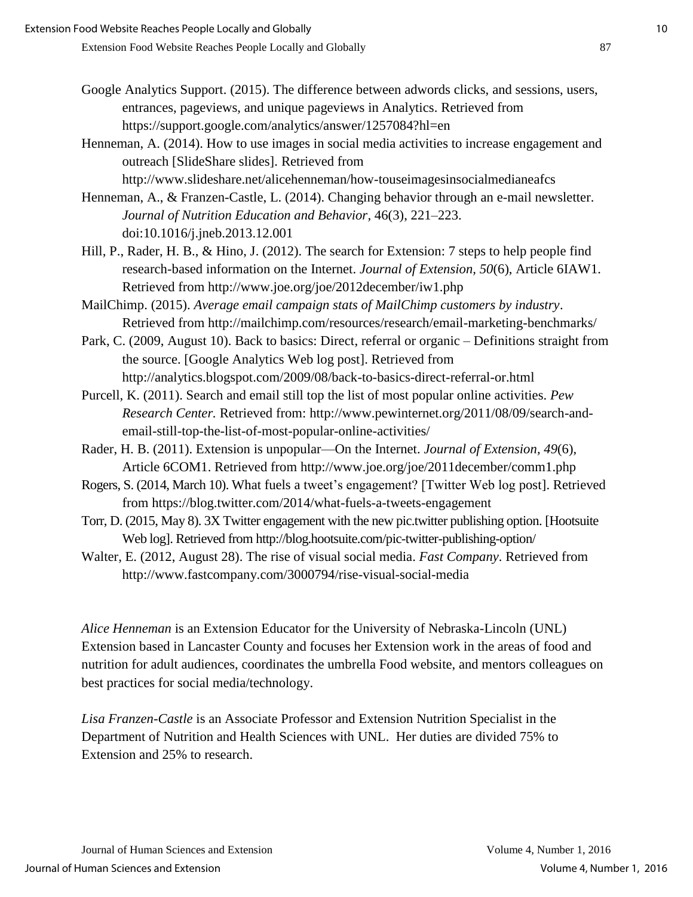Google Analytics Support. (2015). The difference between adwords clicks, and sessions, users, entrances, pageviews, and unique pageviews in Analytics. Retrieved from https://support.google.com/analytics/answer/1257084?hl=en

Henneman, A. (2014). How to use images in social media activities to increase engagement and outreach [SlideShare slides]. Retrieved from http://www.slideshare.net/alicehenneman/how-touseimagesinsocialmedianeafcs

Henneman, A., & Franzen-Castle, L. (2014). Changing behavior through an e-mail newsletter. *Journal of Nutrition Education and Behavior*, 46(3), 221–223. doi:10.1016/j.jneb.2013.12.001

Hill, P., Rader, H. B., & Hino, J. (2012). The search for Extension: 7 steps to help people find research-based information on the Internet. *Journal of Extension*, *50*(6), Article 6IAW1. Retrieved from http://www.joe.org/joe/2012december/iw1.php

MailChimp. (2015). *Average email campaign stats of MailChimp customers by industry*. Retrieved from http://mailchimp.com/resources/research/email-marketing-benchmarks/

Park, C. (2009, August 10). Back to basics: Direct, referral or organic – Definitions straight from the source. [Google Analytics Web log post]. Retrieved from http://analytics.blogspot.com/2009/08/back-to-basics-direct-referral-or.html

Purcell, K. (2011). Search and email still top the list of most popular online activities. *Pew Research Center.* Retrieved from: http://www.pewinternet.org/2011/08/09/search-and-email-still-top-the-list-of-most-popular-online-activities/

Rader, H. B. (2011). Extension is unpopular—On the Internet. *Journal of Extension*, *49*(6), Article 6COM1. Retrieved from http://www.joe.org/joe/2011december/comm1.php

Rogers, S. (2014, March 10). What fuels a tweet's engagement? [Twitter Web log post]. Retrieved from https://blog.twitter.com/2014/what-fuels-a-tweets-engagement

Torr, D. (2015, May 8). 3X Twitter engagement with the new pic.twitter publishing option. [Hootsuite Web log]. Retrieved from http://blog.hootsuite.com/pic-twitter-publishing-option/

Walter, E. (2012, August 28). The rise of visual social media. *Fast Company*. Retrieved from http://www.fastcompany.com/3000794/rise-visual-social-media

*Alice Henneman* is an Extension Educator for the University of Nebraska-Lincoln (UNL) Extension based in Lancaster County and focuses her Extension work in the areas of food and nutrition for adult audiences, coordinates the umbrella Food website, and mentors colleagues on best practices for social media/technology.

*Lisa Franzen-Castle* is an Associate Professor and Extension Nutrition Specialist in the Department of Nutrition and Health Sciences with UNL. Her duties are divided 75% to Extension and 25% to research.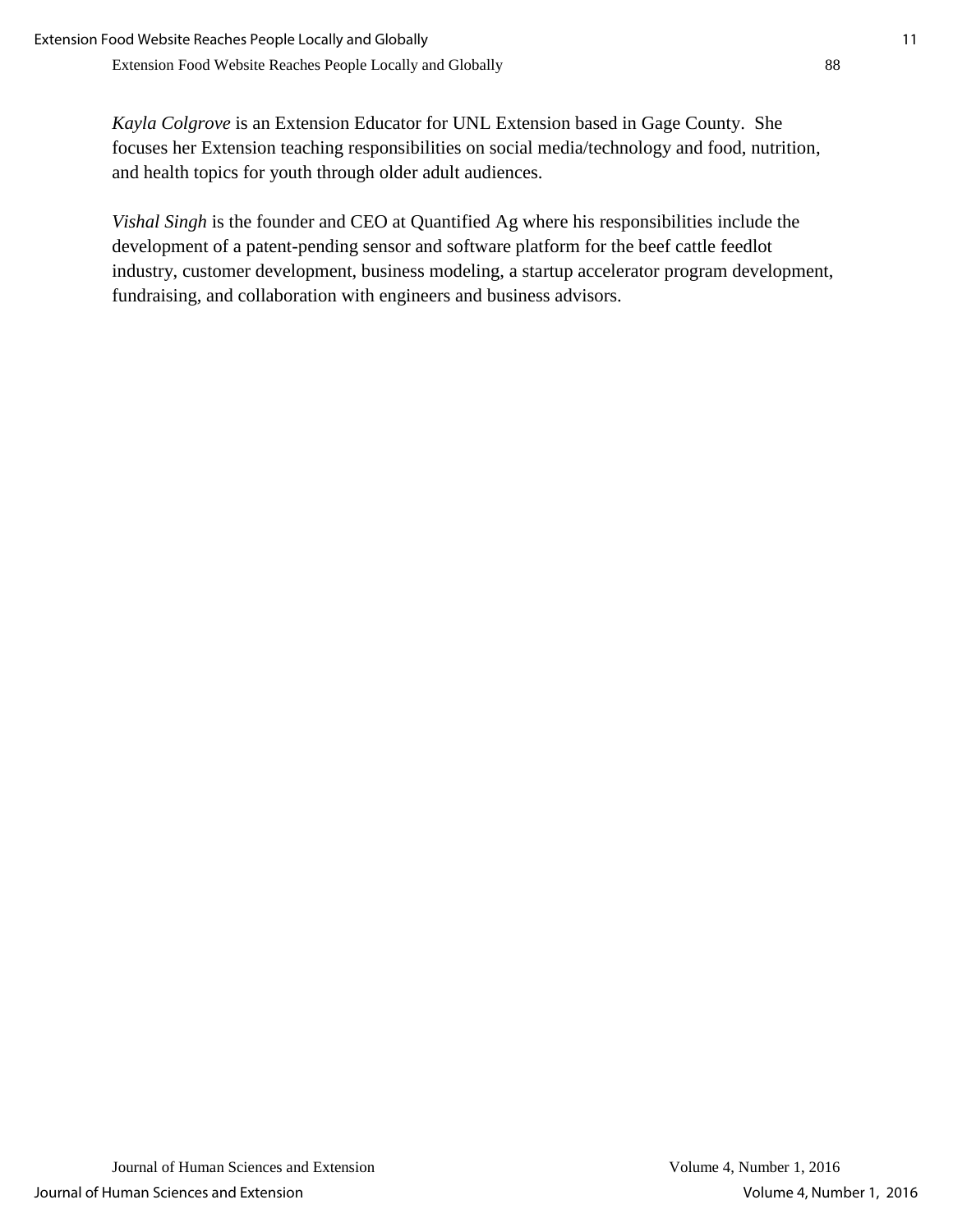*Kayla Colgrove* is an Extension Educator for UNL Extension based in Gage County. She focuses her Extension teaching responsibilities on social media/technology and food, nutrition, and health topics for youth through older adult audiences.

*Vishal Singh* is the founder and CEO at Quantified Ag where his responsibilities include the development of a patent-pending sensor and software platform for the beef cattle feedlot industry, customer development, business modeling, a startup accelerator program development, fundraising, and collaboration with engineers and business advisors.